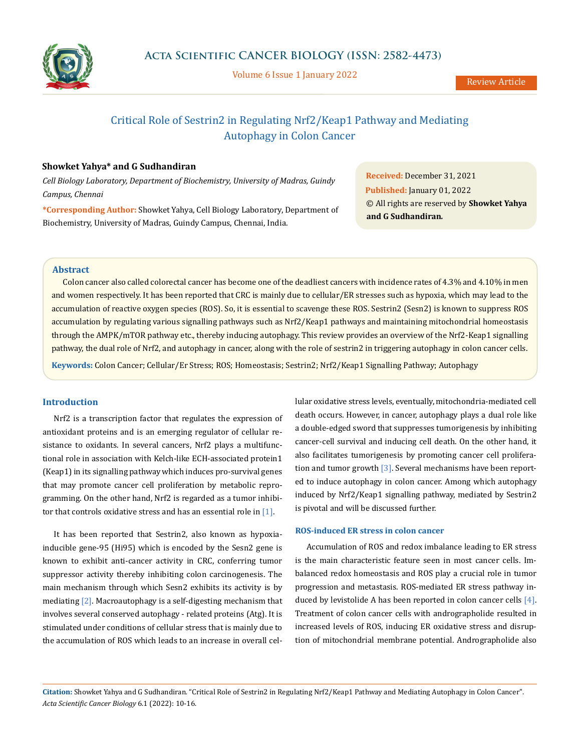# Critical Role of Sestrin2 in Regulating Nrf2/Keap1 Pathway and Mediating Autophagy in Colon Cancer

**Showket Yahya* and G Sudhandiran**

*Cell Biology Laboratory, Department of Biochemistry, University of Madras, Guindy Campus, Chennai*

**\*Corresponding Author:** Showket Yahya, Cell Biology Laboratory, Department of Biochemistry, University of Madras, Guindy Campus, Chennai, India.

**Received:** December 31, 2021
**Published:** January 01, 2022
© All rights are reserved by **Showket Yahya and G Sudhandiran.**

## Abstract

Colon cancer also called colorectal cancer has become one of the deadliest cancers with incidence rates of 4.3% and 4.10% in men and women respectively. It has been reported that CRC is mainly due to cellular/ER stresses such as hypoxia, which may lead to the accumulation of reactive oxygen species (ROS). So, it is essential to scavenge these ROS. Sestrin2 (Sesn2) is known to suppress ROS accumulation by regulating various signalling pathways such as Nrf2/Keap1 pathways and maintaining mitochondrial homeostasis through the AMPK/mTOR pathway etc., thereby inducing autophagy. This review provides an overview of the Nrf2-Keap1 signalling pathway, the dual role of Nrf2, and autophagy in cancer, along with the role of sestrin2 in triggering autophagy in colon cancer cells.

**Keywords:** Colon Cancer; Cellular/Er Stress; ROS; Homeostasis; Sestrin2; Nrf2/Keap1 Signalling Pathway; Autophagy

## Introduction

Nrf2 is a transcription factor that regulates the expression of antioxidant proteins and is an emerging regulator of cellular resistance to oxidants. In several cancers, Nrf2 plays a multifunctional role in association with Kelch-like ECH-associated protein1 (Keap1) in its signalling pathway which induces pro-survival genes that may promote cancer cell proliferation by metabolic reprogramming. On the other hand, Nrf2 is regarded as a tumor inhibitor that controls oxidative stress and has an essential role in [1].

It has been reported that Sestrin2, also known as hypoxia-inducible gene-95 (Hi95) which is encoded by the Sesn2 gene is known to exhibit anti-cancer activity in CRC, conferring tumor suppressor activity thereby inhibiting colon carcinogenesis. The main mechanism through which Sesn2 exhibits its activity is by mediating [2]. Macroautophagy is a self-digesting mechanism that involves several conserved autophagy - related proteins (Atg). It is stimulated under conditions of cellular stress that is mainly due to the accumulation of ROS which leads to an increase in overall cellular oxidative stress levels, eventually, mitochondria-mediated cell death occurs. However, in cancer, autophagy plays a dual role like a double-edged sword that suppresses tumorigenesis by inhibiting cancer-cell survival and inducing cell death. On the other hand, it also facilitates tumorigenesis by promoting cancer cell proliferation and tumor growth [3]. Several mechanisms have been reported to induce autophagy in colon cancer. Among which autophagy induced by Nrf2/Keap1 signalling pathway, mediated by Sestrin2 is pivotal and will be discussed further.

### ROS-induced ER stress in colon cancer

Accumulation of ROS and redox imbalance leading to ER stress is the main characteristic feature seen in most cancer cells. Imbalanced redox homeostasis and ROS play a crucial role in tumor progression and metastasis. ROS-mediated ER stress pathway induced by levistolide A has been reported in colon cancer cells [4]. Treatment of colon cancer cells with andrographolide resulted in increased levels of ROS, inducing ER oxidative stress and disruption of mitochondrial membrane potential. Andrographolide also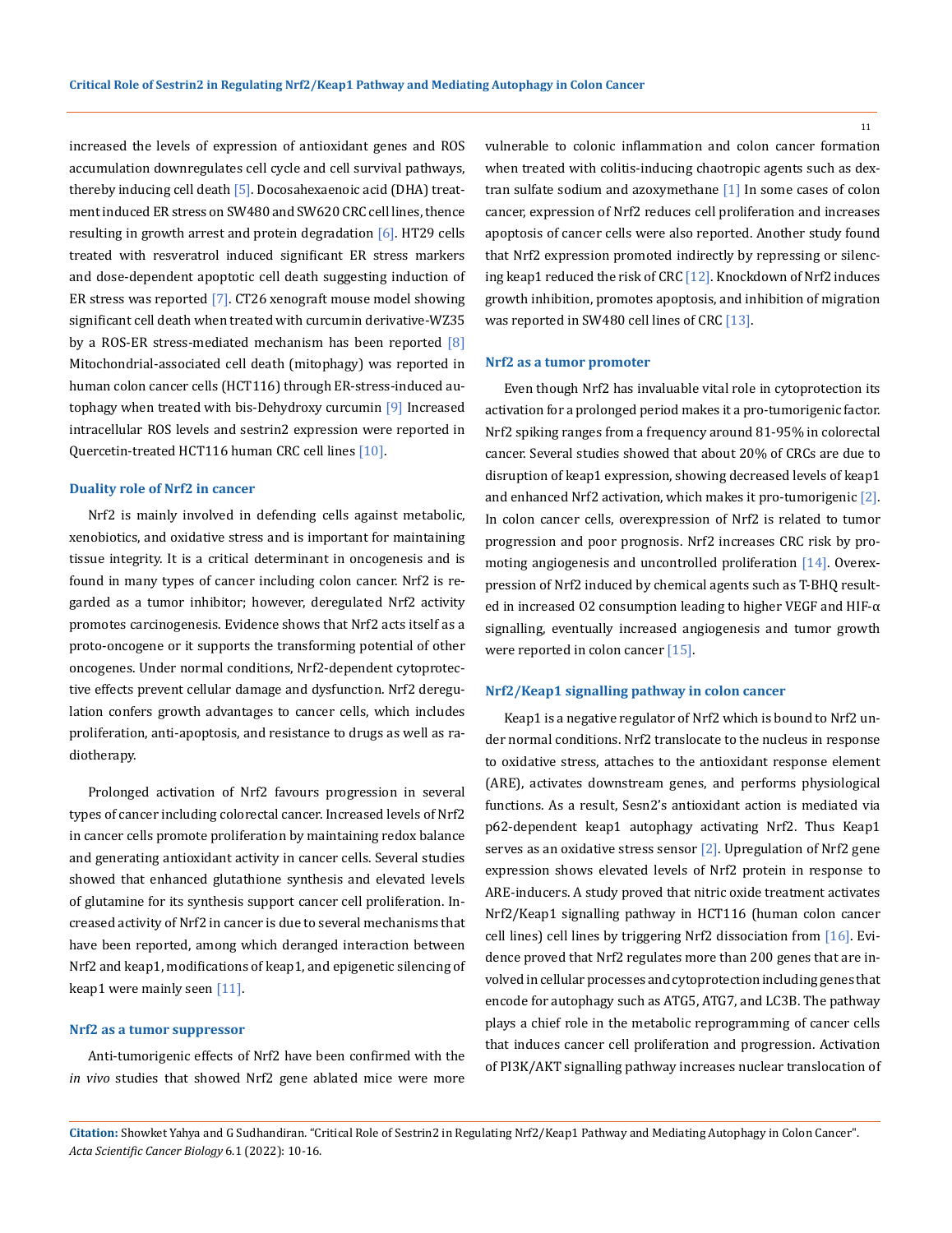increased the levels of expression of antioxidant genes and ROS accumulation downregulates cell cycle and cell survival pathways, thereby inducing cell death [5]. Docosahexaenoic acid (DHA) treatment induced ER stress on SW480 and SW620 CRC cell lines, thence resulting in growth arrest and protein degradation [6]. HT29 cells treated with resveratrol induced significant ER stress markers and dose-dependent apoptotic cell death suggesting induction of ER stress was reported [7]. CT26 xenograft mouse model showing significant cell death when treated with curcumin derivative-WZ35 by a ROS-ER stress-mediated mechanism has been reported [8] Mitochondrial-associated cell death (mitophagy) was reported in human colon cancer cells (HCT116) through ER-stress-induced autophagy when treated with bis-Dehydroxy curcumin [9] Increased intracellular ROS levels and sestrin2 expression were reported in Quercetin-treated HCT116 human CRC cell lines [10].

### Duality role of Nrf2 in cancer

Nrf2 is mainly involved in defending cells against metabolic, xenobiotics, and oxidative stress and is important for maintaining tissue integrity. It is a critical determinant in oncogenesis and is found in many types of cancer including colon cancer. Nrf2 is regarded as a tumor inhibitor; however, deregulated Nrf2 activity promotes carcinogenesis. Evidence shows that Nrf2 acts itself as a proto-oncogene or it supports the transforming potential of other oncogenes. Under normal conditions, Nrf2-dependent cytoprotective effects prevent cellular damage and dysfunction. Nrf2 deregulation confers growth advantages to cancer cells, which includes proliferation, anti-apoptosis, and resistance to drugs as well as radiotherapy.

Prolonged activation of Nrf2 favours progression in several types of cancer including colorectal cancer. Increased levels of Nrf2 in cancer cells promote proliferation by maintaining redox balance and generating antioxidant activity in cancer cells. Several studies showed that enhanced glutathione synthesis and elevated levels of glutamine for its synthesis support cancer cell proliferation. Increased activity of Nrf2 in cancer is due to several mechanisms that have been reported, among which deranged interaction between Nrf2 and keap1, modifications of keap1, and epigenetic silencing of keap1 were mainly seen [11].

### Nrf2 as a tumor suppressor

Anti-tumorigenic effects of Nrf2 have been confirmed with the *in vivo* studies that showed Nrf2 gene ablated mice were more vulnerable to colonic inflammation and colon cancer formation when treated with colitis-inducing chaotropic agents such as dextran sulfate sodium and azoxymethane [1] In some cases of colon cancer, expression of Nrf2 reduces cell proliferation and increases apoptosis of cancer cells were also reported. Another study found that Nrf2 expression promoted indirectly by repressing or silencing keap1 reduced the risk of CRC [12]. Knockdown of Nrf2 induces growth inhibition, promotes apoptosis, and inhibition of migration was reported in SW480 cell lines of CRC [13].

### Nrf2 as a tumor promoter

Even though Nrf2 has invaluable vital role in cytoprotection its activation for a prolonged period makes it a pro-tumorigenic factor. Nrf2 spiking ranges from a frequency around 81-95% in colorectal cancer. Several studies showed that about 20% of CRCs are due to disruption of keap1 expression, showing decreased levels of keap1 and enhanced Nrf2 activation, which makes it pro-tumorigenic [2]. In colon cancer cells, overexpression of Nrf2 is related to tumor progression and poor prognosis. Nrf2 increases CRC risk by promoting angiogenesis and uncontrolled proliferation [14]. Overexpression of Nrf2 induced by chemical agents such as T-BHQ resulted in increased $O_2$ consumption leading to higher VEGF and HIF-α signalling, eventually increased angiogenesis and tumor growth were reported in colon cancer [15].

### Nrf2/Keap1 signalling pathway in colon cancer

Keap1 is a negative regulator of Nrf2 which is bound to Nrf2 under normal conditions. Nrf2 translocate to the nucleus in response to oxidative stress, attaches to the antioxidant response element (ARE), activates downstream genes, and performs physiological functions. As a result, Sesn2's antioxidant action is mediated via p62-dependent keap1 autophagy activating Nrf2. Thus Keap1 serves as an oxidative stress sensor [2]. Upregulation of Nrf2 gene expression shows elevated levels of Nrf2 protein in response to ARE-inducers. A study proved that nitric oxide treatment activates Nrf2/Keap1 signalling pathway in HCT116 (human colon cancer cell lines) cell lines by triggering Nrf2 dissociation from [16]. Evidence proved that Nrf2 regulates more than 200 genes that are involved in cellular processes and cytoprotection including genes that encode for autophagy such as ATG5, ATG7, and LC3B. The pathway plays a chief role in the metabolic reprogramming of cancer cells that induces cancer cell proliferation and progression. Activation of PI3K/AKT signalling pathway increases nuclear translocation of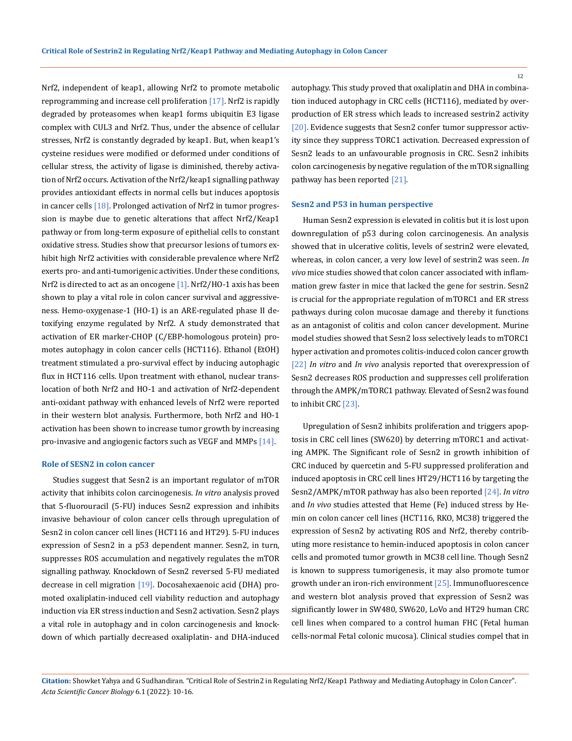Nrf2, independent of keap1, allowing Nrf2 to promote metabolic reprogramming and increase cell proliferation [17]. Nrf2 is rapidly degraded by proteasomes when keap1 forms ubiquitin E3 ligase complex with CUL3 and Nrf2. Thus, under the absence of cellular stresses, Nrf2 is constantly degraded by keap1. But, when keap1's cysteine residues were modified or deformed under conditions of cellular stress, the activity of ligase is diminished, thereby activation of Nrf2 occurs. Activation of the Nrf2/keap1 signalling pathway provides antioxidant effects in normal cells but induces apoptosis in cancer cells [18]. Prolonged activation of Nrf2 in tumor progression is maybe due to genetic alterations that affect Nrf2/Keap1 pathway or from long-term exposure of epithelial cells to constant oxidative stress. Studies show that precursor lesions of tumors exhibit high Nrf2 activities with considerable prevalence where Nrf2 exerts pro- and anti-tumorigenic activities. Under these conditions, Nrf2 is directed to act as an oncogene [1]. Nrf2/HO-1 axis has been shown to play a vital role in colon cancer survival and aggressiveness. Hemo-oxygenase-1 (HO-1) is an ARE-regulated phase II detoxifying enzyme regulated by Nrf2. A study demonstrated that activation of ER marker-CHOP (C/EBP-homologous protein) promotes autophagy in colon cancer cells (HCT116). Ethanol (EtOH) treatment stimulated a pro-survival effect by inducing autophagic flux in HCT116 cells. Upon treatment with ethanol, nuclear translocation of both Nrf2 and HO-1 and activation of Nrf2-dependent anti-oxidant pathway with enhanced levels of Nrf2 were reported in their western blot analysis. Furthermore, both Nrf2 and HO-1 activation has been shown to increase tumor growth by increasing pro-invasive and angiogenic factors such as VEGF and MMPs [14].

### Role of SESN2 in colon cancer

Studies suggest that Sesn2 is an important regulator of mTOR activity that inhibits colon carcinogenesis. *In vitro* analysis proved that 5-fluorouracil (5-FU) induces Sesn2 expression and inhibits invasive behaviour of colon cancer cells through upregulation of Sesn2 in colon cancer cell lines (HCT116 and HT29). 5-FU induces expression of Sesn2 in a p53 dependent manner. Sesn2, in turn, suppresses ROS accumulation and negatively regulates the mTOR signalling pathway. Knockdown of Sesn2 reversed 5-FU mediated decrease in cell migration [19]. Docosahexaenoic acid (DHA) promoted oxaliplatin-induced cell viability reduction and autophagy induction via ER stress induction and Sesn2 activation. Sesn2 plays a vital role in autophagy and in colon carcinogenesis and knockdown of which partially decreased oxaliplatin- and DHA-induced autophagy. This study proved that oxaliplatin and DHA in combination induced autophagy in CRC cells (HCT116), mediated by overproduction of ER stress which leads to increased sestrin2 activity [20]. Evidence suggests that Sesn2 confer tumor suppressor activity since they suppress TORC1 activation. Decreased expression of Sesn2 leads to an unfavourable prognosis in CRC. Sesn2 inhibits colon carcinogenesis by negative regulation of the mTOR signalling pathway has been reported [21].

### Sesn2 and P53 in human perspective

Human Sesn2 expression is elevated in colitis but it is lost upon downregulation of p53 during colon carcinogenesis. An analysis showed that in ulcerative colitis, levels of sestrin2 were elevated, whereas, in colon cancer, a very low level of sestrin2 was seen. *In vivo* mice studies showed that colon cancer associated with inflammation grew faster in mice that lacked the gene for sestrin. Sesn2 is crucial for the appropriate regulation of mTORC1 and ER stress pathways during colon mucosae damage and thereby it functions as an antagonist of colitis and colon cancer development. Murine model studies showed that Sesn2 loss selectively leads to mTORC1 hyper activation and promotes colitis-induced colon cancer growth [22] *In vitro* and *In vivo* analysis reported that overexpression of Sesn2 decreases ROS production and suppresses cell proliferation through the AMPK/mTORC1 pathway. Elevated of Sesn2 was found to inhibit CRC [23].

Upregulation of Sesn2 inhibits proliferation and triggers apoptosis in CRC cell lines (SW620) by deterring mTORC1 and activating AMPK. The Significant role of Sesn2 in growth inhibition of CRC induced by quercetin and 5-FU suppressed proliferation and induced apoptosis in CRC cell lines HT29/HCT116 by targeting the Sesn2/AMPK/mTOR pathway has also been reported [24]. *In vitro* and *In vivo* studies attested that Heme (Fe) induced stress by Hemin on colon cancer cell lines (HCT116, RKO, MC38) triggered the expression of Sesn2 by activating ROS and Nrf2, thereby contributing more resistance to hemin-induced apoptosis in colon cancer cells and promoted tumor growth in MC38 cell line. Though Sesn2 is known to suppress tumorigenesis, it may also promote tumor growth under an iron-rich environment [25]. Immunofluorescence and western blot analysis proved that expression of Sesn2 was significantly lower in SW480, SW620, LoVo and HT29 human CRC cell lines when compared to a control human FHC (Fetal human cells-normal Fetal colonic mucosa). Clinical studies compel that in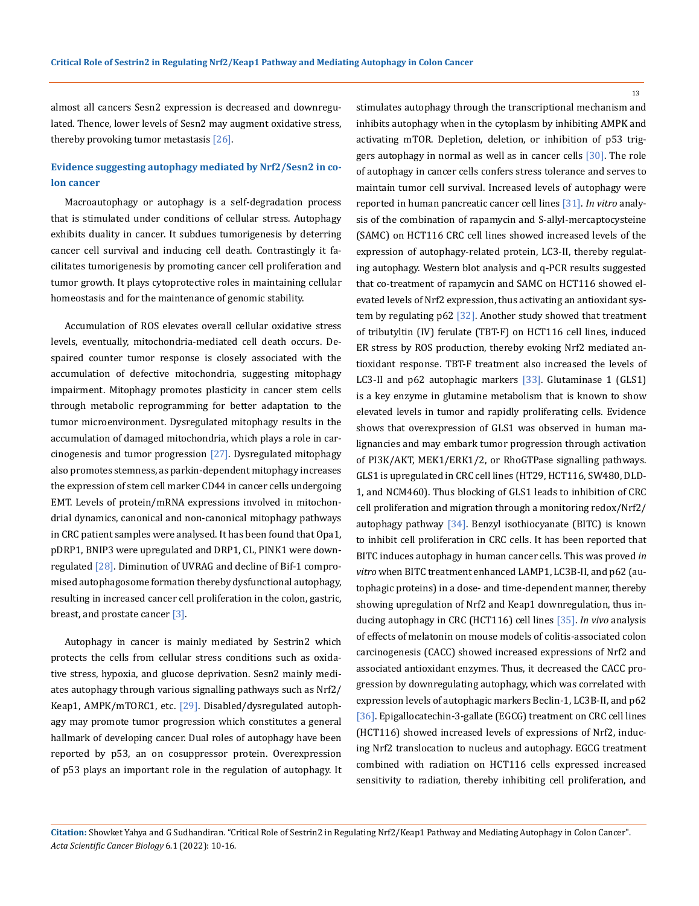almost all cancers Sesn2 expression is decreased and downregulated. Thence, lower levels of Sesn2 may augment oxidative stress, thereby provoking tumor metastasis [26].

### Evidence suggesting autophagy mediated by Nrf2/Sesn2 in colon cancer

Macroautophagy or autophagy is a self-degradation process that is stimulated under conditions of cellular stress. Autophagy exhibits duality in cancer. It subdues tumorigenesis by deterring cancer cell survival and inducing cell death. Contrastingly it facilitates tumorigenesis by promoting cancer cell proliferation and tumor growth. It plays cytoprotective roles in maintaining cellular homeostasis and for the maintenance of genomic stability.

Accumulation of ROS elevates overall cellular oxidative stress levels, eventually, mitochondria-mediated cell death occurs. Despaired counter tumor response is closely associated with the accumulation of defective mitochondria, suggesting mitophagy impairment. Mitophagy promotes plasticity in cancer stem cells through metabolic reprogramming for better adaptation to the tumor microenvironment. Dysregulated mitophagy results in the accumulation of damaged mitochondria, which plays a role in carcinogenesis and tumor progression [27]. Dysregulated mitophagy also promotes stemness, as parkin-dependent mitophagy increases the expression of stem cell marker CD44 in cancer cells undergoing EMT. Levels of protein/mRNA expressions involved in mitochondrial dynamics, canonical and non-canonical mitophagy pathways in CRC patient samples were analysed. It has been found that Opa1, pDRP1, BNIP3 were upregulated and DRP1, CL, PINK1 were downregulated [28]. Diminution of UVRAG and decline of Bif-1 compromised autophagosome formation thereby dysfunctional autophagy, resulting in increased cancer cell proliferation in the colon, gastric, breast, and prostate cancer [3].

Autophagy in cancer is mainly mediated by Sestrin2 which protects the cells from cellular stress conditions such as oxidative stress, hypoxia, and glucose deprivation. Sesn2 mainly mediates autophagy through various signalling pathways such as Nrf2/Keap1, AMPK/mTORC1, etc. [29]. Disabled/dysregulated autophagy may promote tumor progression which constitutes a general hallmark of developing cancer. Dual roles of autophagy have been reported by p53, an on cosuppressor protein. Overexpression of p53 plays an important role in the regulation of autophagy. It stimulates autophagy through the transcriptional mechanism and inhibits autophagy when in the cytoplasm by inhibiting AMPK and activating mTOR. Depletion, deletion, or inhibition of p53 triggers autophagy in normal as well as in cancer cells [30]. The role of autophagy in cancer cells confers stress tolerance and serves to maintain tumor cell survival. Increased levels of autophagy were reported in human pancreatic cancer cell lines [31]. *In vitro* analysis of the combination of rapamycin and S-allyl-mercaptocysteine (SAMC) on HCT116 CRC cell lines showed increased levels of the expression of autophagy-related protein, LC3-II, thereby regulating autophagy. Western blot analysis and q-PCR results suggested that co-treatment of rapamycin and SAMC on HCT116 showed elevated levels of Nrf2 expression, thus activating an antioxidant system by regulating p62 [32]. Another study showed that treatment of tributyltin (IV) ferulate (TBT-F) on HCT116 cell lines, induced ER stress by ROS production, thereby evoking Nrf2 mediated antioxidant response. TBT-F treatment also increased the levels of LC3-II and p62 autophagic markers [33]. Glutaminase 1 (GLS1) is a key enzyme in glutamine metabolism that is known to show elevated levels in tumor and rapidly proliferating cells. Evidence shows that overexpression of GLS1 was observed in human malignancies and may embark tumor progression through activation of PI3K/AKT, MEK1/ERK1/2, or RhoGTPase signalling pathways. GLS1 is upregulated in CRC cell lines (HT29, HCT116, SW480, DLD-1, and NCM460). Thus blocking of GLS1 leads to inhibition of CRC cell proliferation and migration through a monitoring redox/Nrf2/autophagy pathway [34]. Benzyl isothiocyanate (BITC) is known to inhibit cell proliferation in CRC cells. It has been reported that BITC induces autophagy in human cancer cells. This was proved *in vitro* when BITC treatment enhanced LAMP1, LC3B-II, and p62 (autophagic proteins) in a dose- and time-dependent manner, thereby showing upregulation of Nrf2 and Keap1 downregulation, thus inducing autophagy in CRC (HCT116) cell lines [35]. *In vivo* analysis of effects of melatonin on mouse models of colitis-associated colon carcinogenesis (CACC) showed increased expressions of Nrf2 and associated antioxidant enzymes. Thus, it decreased the CACC progression by downregulating autophagy, which was correlated with expression levels of autophagic markers Beclin-1, LC3B-II, and p62 [36]. Epigallocatechin-3-gallate (EGCG) treatment on CRC cell lines (HCT116) showed increased levels of expressions of Nrf2, inducing Nrf2 translocation to nucleus and autophagy. EGCG treatment combined with radiation on HCT116 cells expressed increased sensitivity to radiation, thereby inhibiting cell proliferation, and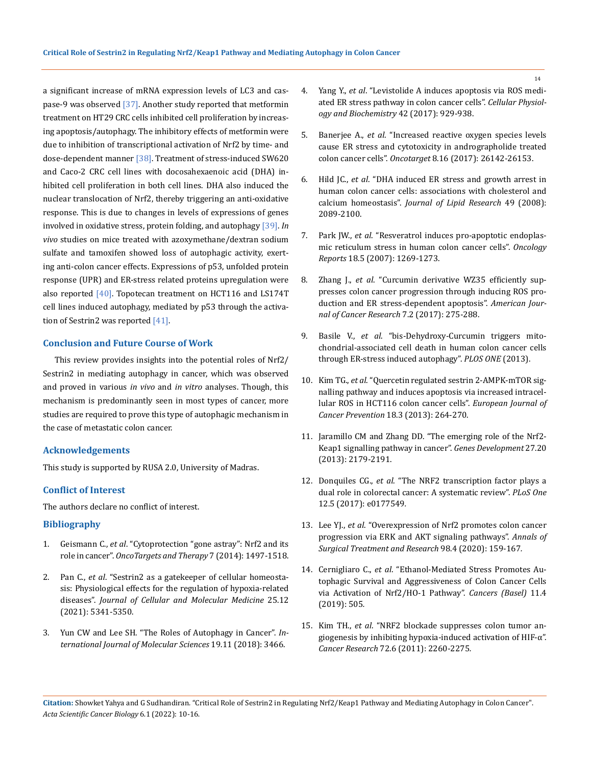a significant increase of mRNA expression levels of LC3 and caspase-9 was observed [37]. Another study reported that metformin treatment on HT29 CRC cells inhibited cell proliferation by increasing apoptosis/autophagy. The inhibitory effects of metformin were due to inhibition of transcriptional activation of Nrf2 by time- and dose-dependent manner [38]. Treatment of stress-induced SW620 and Caco-2 CRC cell lines with docosahexaenoic acid (DHA) inhibited cell proliferation in both cell lines. DHA also induced the nuclear translocation of Nrf2, thereby triggering an anti-oxidative response. This is due to changes in levels of expressions of genes involved in oxidative stress, protein folding, and autophagy [39]. *In vivo* studies on mice treated with azoxymethane/dextran sodium sulfate and tamoxifen showed loss of autophagic activity, exerting anti-colon cancer effects. Expressions of p53, unfolded protein response (UPR) and ER-stress related proteins upregulation were also reported [40]. Topotecan treatment on HCT116 and LS174T cell lines induced autophagy, mediated by p53 through the activation of Sestrin2 was reported [41].

## Conclusion and Future Course of Work

This review provides insights into the potential roles of Nrf2/ Sestrin2 in mediating autophagy in cancer, which was observed and proved in various *in vivo* and *in vitro* analyses. Though, this mechanism is predominantly seen in most types of cancer, more studies are required to prove this type of autophagic mechanism in the case of metastatic colon cancer.

## Acknowledgements

This study is supported by RUSA 2.0, University of Madras.

## Conflict of Interest

The authors declare no conflict of interest.

## Bibliography

1. Geismann C., *et al*. "Cytoprotection "gone astray": Nrf2 and its role in cancer". *OncoTargets and Therapy* 7 (2014): 1497-1518.
2. Pan C., *et al*. "Sestrin2 as a gatekeeper of cellular homeostasis: Physiological effects for the regulation of hypoxia-related diseases". *Journal of Cellular and Molecular Medicine* 25.12 (2021): 5341-5350.
3. Yun CW and Lee SH. "The Roles of Autophagy in Cancer". *International Journal of Molecular Sciences* 19.11 (2018): 3466.
4. Yang Y., *et al*. "Levistolide A induces apoptosis via ROS mediated ER stress pathway in colon cancer cells". *Cellular Physiology and Biochemistry* 42 (2017): 929-938.
5. Banerjee A., *et al*. "Increased reactive oxygen species levels cause ER stress and cytotoxicity in andrographolide treated colon cancer cells". *Oncotarget* 8.16 (2017): 26142-26153.
6. Hild JC., *et al*. "DHA induced ER stress and growth arrest in human colon cancer cells: associations with cholesterol and calcium homeostasis". *Journal of Lipid Research* 49 (2008): 2089-2100.
7. Park JW., *et al*. "Resveratrol induces pro-apoptotic endoplasmic reticulum stress in human colon cancer cells". *Oncology Reports* 18.5 (2007): 1269-1273.
8. Zhang J., *et al*. "Curcumin derivative WZ35 efficiently suppresses colon cancer progression through inducing ROS production and ER stress-dependent apoptosis". *American Journal of Cancer Research* 7.2 (2017): 275-288.
9. Basile V., *et al*. "bis-Dehydroxy-Curcumin triggers mitochondrial-associated cell death in human colon cancer cells through ER-stress induced autophagy". *PLOS ONE* (2013).
10. Kim TG., *et al*. "Quercetin regulated sestrin 2-AMPK-mTOR signalling pathway and induces apoptosis via increased intracellular ROS in HCT116 colon cancer cells". *European Journal of Cancer Prevention* 18.3 (2013): 264-270.
11. Jaramillo CM and Zhang DD. "The emerging role of the Nrf2-Keap1 signalling pathway in cancer". *Genes Development* 27.20 (2013): 2179-2191.
12. Donquiles CG., *et al*. "The NRF2 transcription factor plays a dual role in colorectal cancer: A systematic review". *PLoS One* 12.5 (2017): e0177549.
13. Lee YJ., *et al*. "Overexpression of Nrf2 promotes colon cancer progression via ERK and AKT signaling pathways". *Annals of Surgical Treatment and Research* 98.4 (2020): 159-167.
14. Cernigliaro C., *et al*. "Ethanol-Mediated Stress Promotes Autophagic Survival and Aggressiveness of Colon Cancer Cells via Activation of Nrf2/HO-1 Pathway". *Cancers (Basel)* 11.4 (2019): 505.
15. Kim TH., *et al*. "NRF2 blockade suppresses colon tumor angiogenesis by inhibiting hypoxia-induced activation of HIF-α". *Cancer Research* 72.6 (2011): 2260-2275.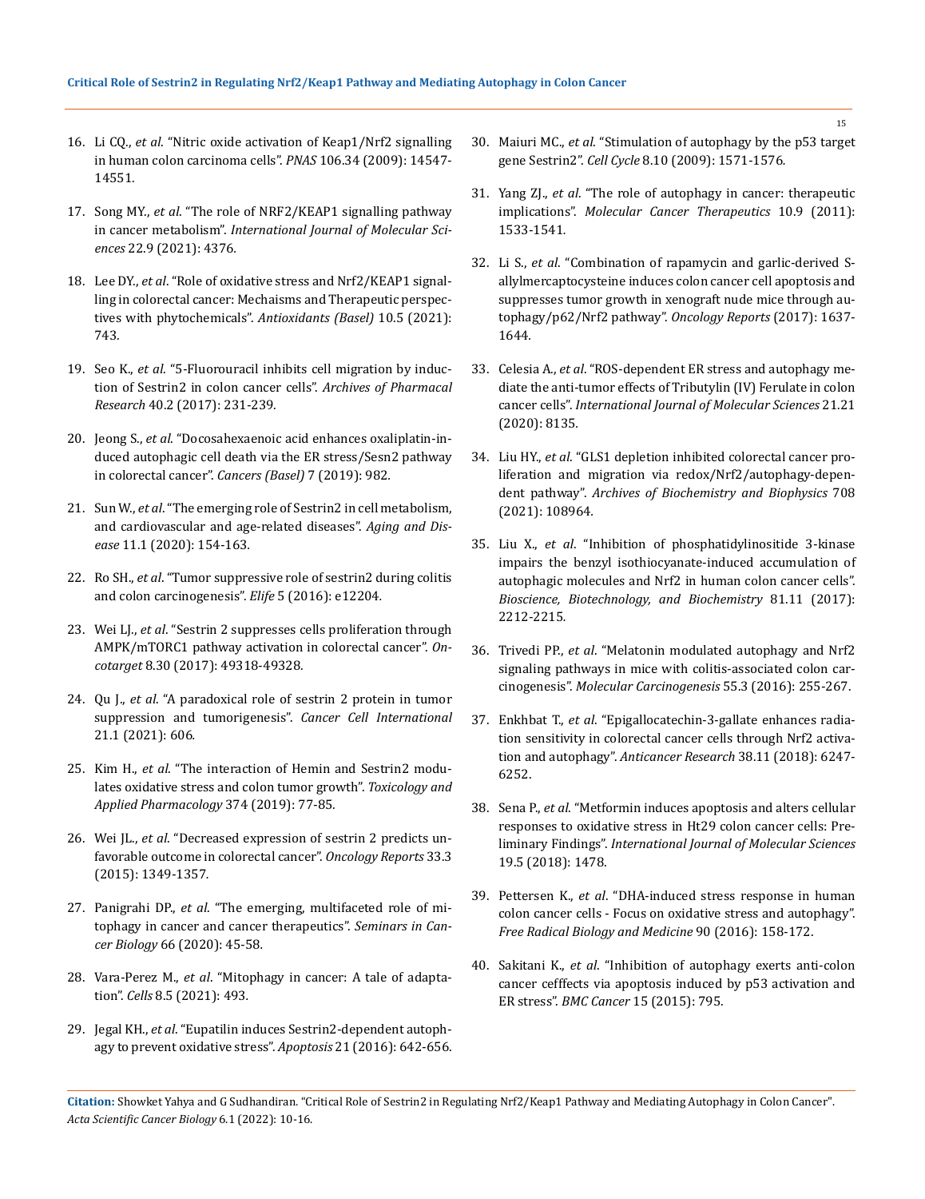16. Li CQ., *et al*. "Nitric oxide activation of Keap1/Nrf2 signalling in human colon carcinoma cells". *PNAS* 106.34 (2009): 14547-14551.

17. Song MY., *et al*. "The role of NRF2/KEAP1 signalling pathway in cancer metabolism". *International Journal of Molecular Sciences* 22.9 (2021): 4376.

18. Lee DY., *et al*. "Role of oxidative stress and Nrf2/KEAP1 signalling in colorectal cancer: Mechaisms and Therapeutic perspectives with phytochemicals". *Antioxidants (Basel)* 10.5 (2021): 743.

19. Seo K., *et al*. "5-Fluorouracil inhibits cell migration by induction of Sestrin2 in colon cancer cells". *Archives of Pharmacal Research* 40.2 (2017): 231-239.

20. Jeong S., *et al*. "Docosahexaenoic acid enhances oxaliplatin-induced autophagic cell death via the ER stress/Sesn2 pathway in colorectal cancer". *Cancers (Basel)* 7 (2019): 982.

21. Sun W., *et al*. "The emerging role of Sestrin2 in cell metabolism, and cardiovascular and age-related diseases". *Aging and Disease* 11.1 (2020): 154-163.

22. Ro SH., *et al*. "Tumor suppressive role of sestrin2 during colitis and colon carcinogenesis". *Elife* 5 (2016): e12204.

23. Wei LJ., *et al*. "Sestrin 2 suppresses cells proliferation through AMPK/mTORC1 pathway activation in colorectal cancer". *Oncotarget* 8.30 (2017): 49318-49328.

24. Qu J., *et al*. "A paradoxical role of sestrin 2 protein in tumor suppression and tumorigenesis". *Cancer Cell International* 21.1 (2021): 606.

25. Kim H., *et al*. "The interaction of Hemin and Sestrin2 modulates oxidative stress and colon tumor growth". *Toxicology and Applied Pharmacology* 374 (2019): 77-85.

26. Wei JL., *et al*. "Decreased expression of sestrin 2 predicts unfavorable outcome in colorectal cancer". *Oncology Reports* 33.3 (2015): 1349-1357.

27. Panigrahi DP., *et al*. "The emerging, multifaceted role of mitophagy in cancer and cancer therapeutics". *Seminars in Cancer Biology* 66 (2020): 45-58.

28. Vara-Perez M., *et al*. "Mitophagy in cancer: A tale of adaptation". *Cells* 8.5 (2021): 493.

29. Jegal KH., *et al*. "Eupatilin induces Sestrin2-dependent autophagy to prevent oxidative stress". *Apoptosis* 21 (2016): 642-656.

30. Maiuri MC., *et al*. "Stimulation of autophagy by the p53 target gene Sestrin2". *Cell Cycle* 8.10 (2009): 1571-1576.

31. Yang ZJ., *et al*. "The role of autophagy in cancer: therapeutic implications". *Molecular Cancer Therapeutics* 10.9 (2011): 1533-1541.

32. Li S., *et al*. "Combination of rapamycin and garlic-derived S-allylmercaptocysteine induces colon cancer cell apoptosis and suppresses tumor growth in xenograft nude mice through autophagy/p62/Nrf2 pathway". *Oncology Reports* (2017): 1637-1644.

33. Celesia A., *et al*. "ROS-dependent ER stress and autophagy mediate the anti-tumor effects of Tributylin (IV) Ferulate in colon cancer cells". *International Journal of Molecular Sciences* 21.21 (2020): 8135.

34. Liu HY., *et al*. "GLS1 depletion inhibited colorectal cancer proliferation and migration via redox/Nrf2/autophagy-dependent pathway". *Archives of Biochemistry and Biophysics* 708 (2021): 108964.

35. Liu X., *et al*. "Inhibition of phosphatidylinositide 3-kinase impairs the benzyl isothiocyanate-induced accumulation of autophagic molecules and Nrf2 in human colon cancer cells". *Bioscience, Biotechnology, and Biochemistry* 81.11 (2017): 2212-2215.

36. Trivedi PP., *et al*. "Melatonin modulated autophagy and Nrf2 signaling pathways in mice with colitis-associated colon carcinogenesis". *Molecular Carcinogenesis* 55.3 (2016): 255-267.

37. Enkhbat T., *et al*. "Epigallocatechin-3-gallate enhances radiation sensitivity in colorectal cancer cells through Nrf2 activation and autophagy". *Anticancer Research* 38.11 (2018): 6247-6252.

38. Sena P., *et al*. "Metformin induces apoptosis and alters cellular responses to oxidative stress in Ht29 colon cancer cells: Preliminary Findings". *International Journal of Molecular Sciences* 19.5 (2018): 1478.

39. Pettersen K., *et al*. "DHA-induced stress response in human colon cancer cells - Focus on oxidative stress and autophagy". *Free Radical Biology and Medicine* 90 (2016): 158-172.

40. Sakitani K., *et al*. "Inhibition of autophagy exerts anti-colon cancer cefffects via apoptosis induced by p53 activation and ER stress". *BMC Cancer* 15 (2015): 795.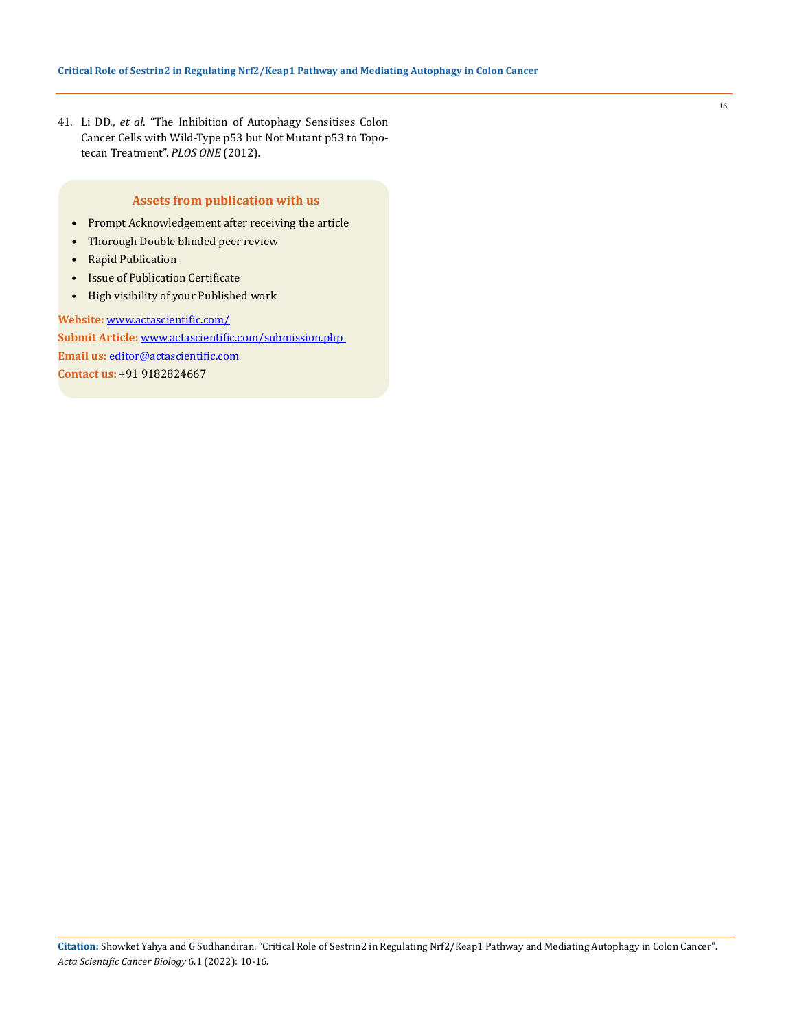41. Li DD., *et al*. "The Inhibition of Autophagy Sensitises Colon Cancer Cells with Wild-Type p53 but Not Mutant p53 to Topotecan Treatment". *PLOS ONE* (2012).

### Assets from publication with us

- Prompt Acknowledgement after receiving the article
- Thorough Double blinded peer review
- Rapid Publication
- Issue of Publication Certificate
- High visibility of your Published work

**Website:** www.actascientific.com/

**Submit Article:** www.actascientific.com/submission.php

**Email us:** editor@actascientific.com

**Contact us:** +91 9182824667